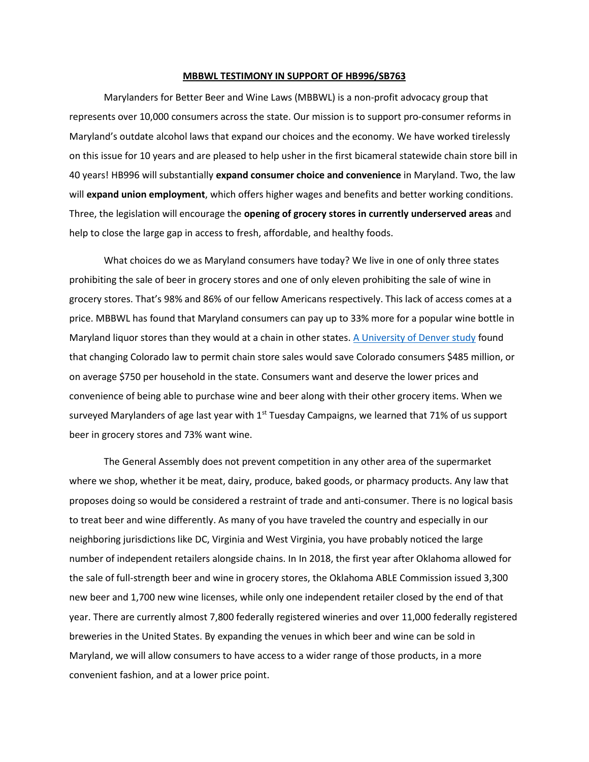**MBBWL TESTIMONY IN SUPPORT OF HB996/SB763**

Marylanders for Better Beer and Wine Laws (MBBWL) is a non-profit advocacy group that represents over 10,000 consumers across the state. Our mission is to support pro-consumer reforms in Maryland's outdate alcohol laws that expand our choices and the economy. We have worked tirelessly on this issue for 10 years and are pleased to help usher in the first bicameral statewide chain store bill in 40 years! HB996 will substantially **expand consumer choice and convenience** in Maryland. Two, the law will **expand union employment**, which offers higher wages and benefits and better working conditions. Three, the legislation will encourage the **opening of grocery stores in currently underserved areas** and help to close the large gap in access to fresh, affordable, and healthy foods.

What choices do we as Maryland consumers have today? We live in one of only three states prohibiting the sale of beer in grocery stores and one of only eleven prohibiting the sale of wine in grocery stores. That's 98% and 86% of our fellow Americans respectively. This lack of access comes at a price. MBBWL has found that Maryland consumers can pay up to 33% more for a popular wine bottle in Maryland liquor stores than they would at a chain in other states. A University of Denver study found that changing Colorado law to permit chain store sales would save Colorado consumers $485 million, or on average $750 per household in the state. Consumers want and deserve the lower prices and convenience of being able to purchase wine and beer along with their other grocery items. When we surveyed Marylanders of age last year with 1st Tuesday Campaigns, we learned that 71% of us support beer in grocery stores and 73% want wine.

The General Assembly does not prevent competition in any other area of the supermarket where we shop, whether it be meat, dairy, produce, baked goods, or pharmacy products. Any law that proposes doing so would be considered a restraint of trade and anti-consumer. There is no logical basis to treat beer and wine differently. As many of you have traveled the country and especially in our neighboring jurisdictions like DC, Virginia and West Virginia, you have probably noticed the large number of independent retailers alongside chains. In In 2018, the first year after Oklahoma allowed for the sale of full-strength beer and wine in grocery stores, the Oklahoma ABLE Commission issued 3,300 new beer and 1,700 new wine licenses, while only one independent retailer closed by the end of that year. There are currently almost 7,800 federally registered wineries and over 11,000 federally registered breweries in the United States. By expanding the venues in which beer and wine can be sold in Maryland, we will allow consumers to have access to a wider range of those products, in a more convenient fashion, and at a lower price point.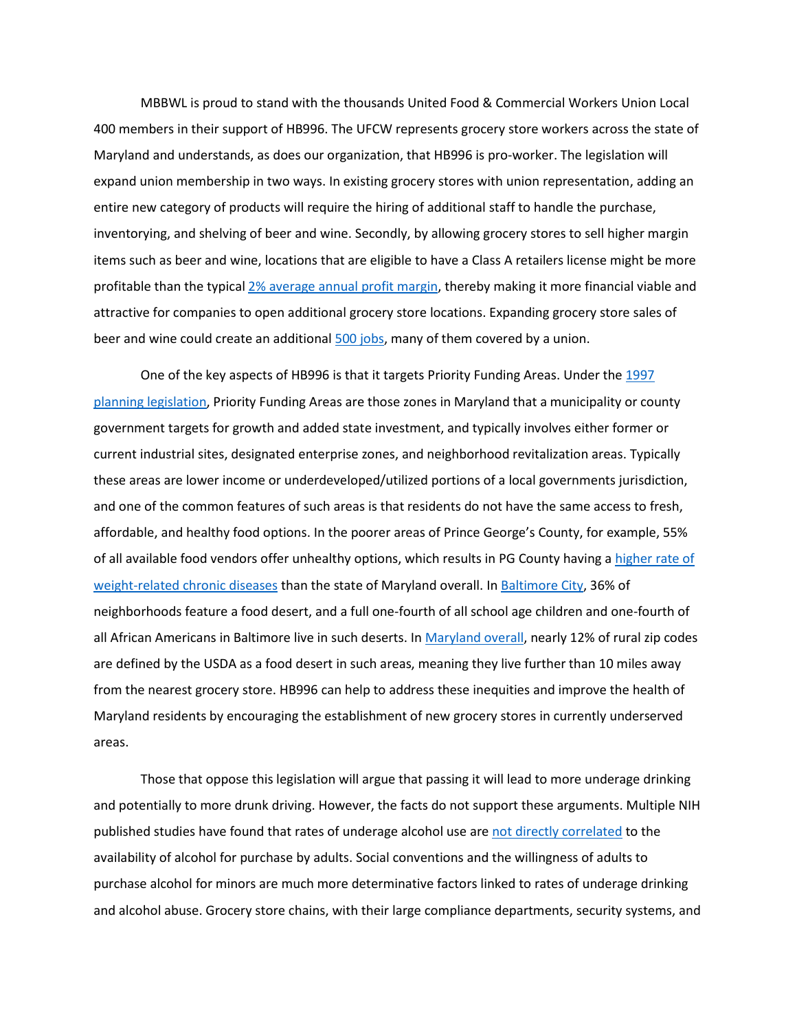MBBWL is proud to stand with the thousands United Food & Commercial Workers Union Local 400 members in their support of HB996. The UFCW represents grocery store workers across the state of Maryland and understands, as does our organization, that HB996 is pro-worker. The legislation will expand union membership in two ways. In existing grocery stores with union representation, adding an entire new category of products will require the hiring of additional staff to handle the purchase, inventorying, and shelving of beer and wine. Secondly, by allowing grocery stores to sell higher margin items such as beer and wine, locations that are eligible to have a Class A retailers license might be more profitable than the typical 2% average annual profit margin, thereby making it more financial viable and attractive for companies to open additional grocery store locations. Expanding grocery store sales of beer and wine could create an additional 500 jobs, many of them covered by a union.

One of the key aspects of HB996 is that it targets Priority Funding Areas. Under the 1997 planning legislation, Priority Funding Areas are those zones in Maryland that a municipality or county government targets for growth and added state investment, and typically involves either former or current industrial sites, designated enterprise zones, and neighborhood revitalization areas. Typically these areas are lower income or underdeveloped/utilized portions of a local governments jurisdiction, and one of the common features of such areas is that residents do not have the same access to fresh, affordable, and healthy food options. In the poorer areas of Prince George's County, for example, 55% of all available food vendors offer unhealthy options, which results in PG County having a higher rate of weight-related chronic diseases than the state of Maryland overall. In Baltimore City, 36% of neighborhoods feature a food desert, and a full one-fourth of all school age children and one-fourth of all African Americans in Baltimore live in such deserts. In Maryland overall, nearly 12% of rural zip codes are defined by the USDA as a food desert in such areas, meaning they live further than 10 miles away from the nearest grocery store. HB996 can help to address these inequities and improve the health of Maryland residents by encouraging the establishment of new grocery stores in currently underserved areas.

Those that oppose this legislation will argue that passing it will lead to more underage drinking and potentially to more drunk driving. However, the facts do not support these arguments. Multiple NIH published studies have found that rates of underage alcohol use are not directly correlated to the availability of alcohol for purchase by adults. Social conventions and the willingness of adults to purchase alcohol for minors are much more determinative factors linked to rates of underage drinking and alcohol abuse. Grocery store chains, with their large compliance departments, security systems, and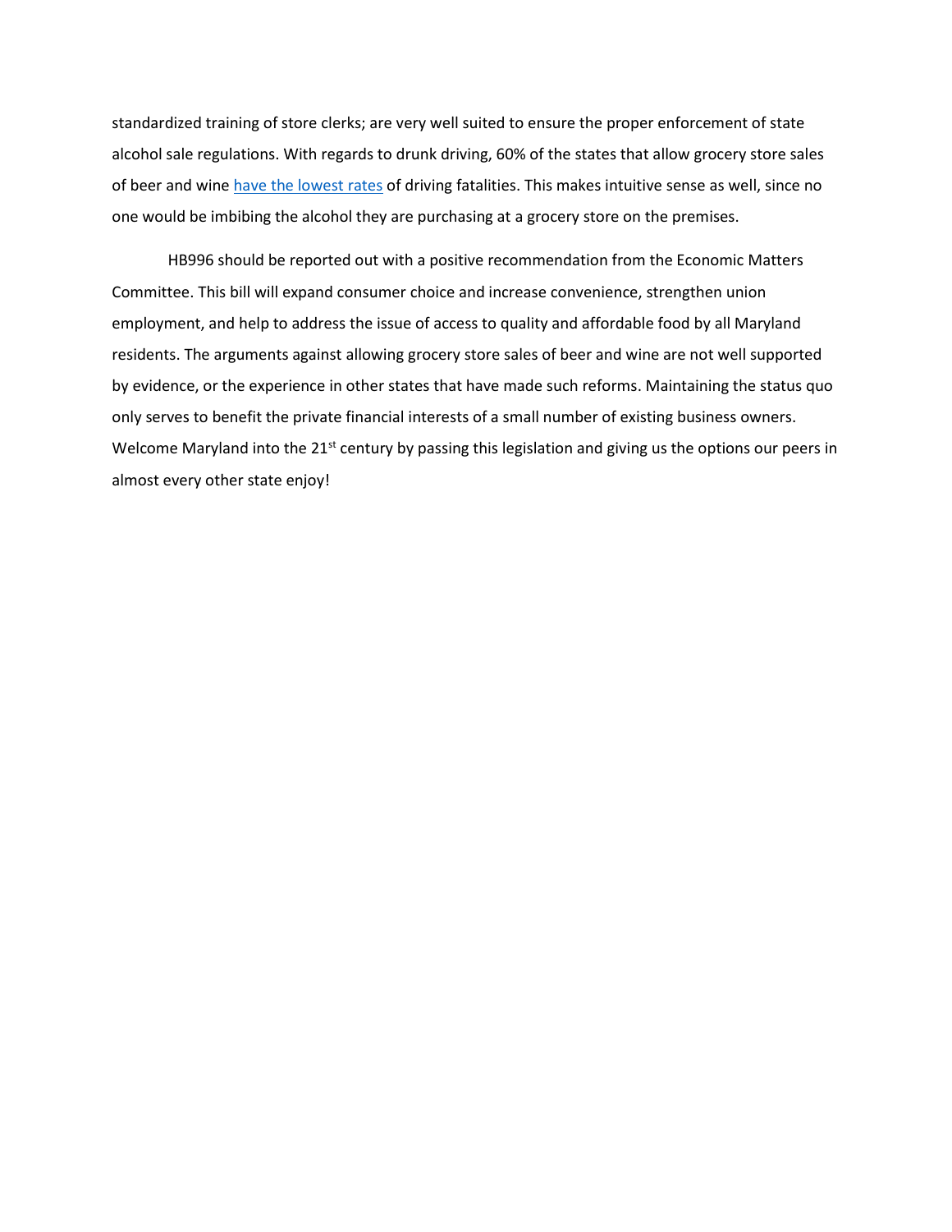standardized training of store clerks; are very well suited to ensure the proper enforcement of state alcohol sale regulations. With regards to drunk driving, 60% of the states that allow grocery store sales of beer and wine have the lowest rates of driving fatalities. This makes intuitive sense as well, since no one would be imbibing the alcohol they are purchasing at a grocery store on the premises.

HB996 should be reported out with a positive recommendation from the Economic Matters Committee. This bill will expand consumer choice and increase convenience, strengthen union employment, and help to address the issue of access to quality and affordable food by all Maryland residents. The arguments against allowing grocery store sales of beer and wine are not well supported by evidence, or the experience in other states that have made such reforms. Maintaining the status quo only serves to benefit the private financial interests of a small number of existing business owners. Welcome Maryland into the 21st century by passing this legislation and giving us the options our peers in almost every other state enjoy!